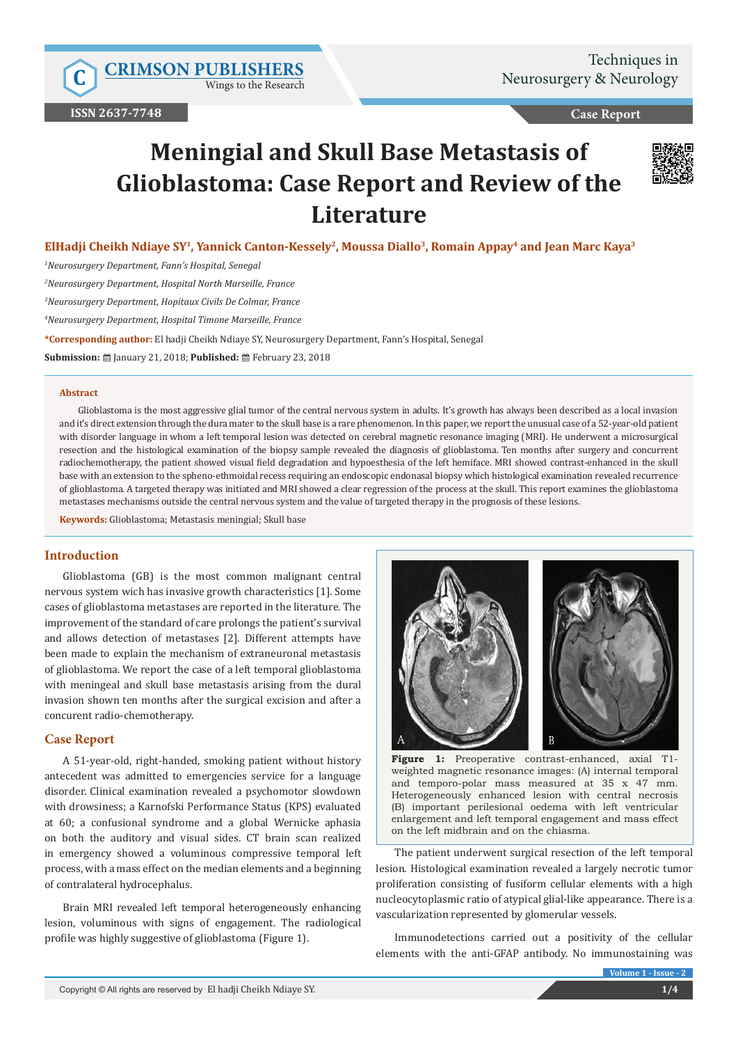# Meningial and Skull Base Metastasis of Glioblastoma: Case Report and Review of the Literature

**ElHadji Cheikh Ndiaye SY[1], Yannick Canton-Kessely[2], Moussa Diallo[3], Romain Appay[4] and Jean Marc Kaya[3]**

*[1]Neurosurgery Department, Fann's Hospital, Senegal*

*[2]Neurosurgery Department, Hospital North Marseille, France*

*[3]Neurosurgery Department, Hopitaux Civils De Colmar, France*

*[4]Neurosurgery Department, Hospital Timone Marseille, France*

**\*Corresponding author:** El hadji Cheikh Ndiaye SY, Neurosurgery Department, Fann's Hospital, Senegal

**Submission:** January 21, 2018; **Published:** February 23, 2018

## Abstract

Glioblastoma is the most aggressive glial tumor of the central nervous system in adults. It's growth has always been described as a local invasion and it's direct extension through the dura mater to the skull base is a rare phenomenon. In this paper, we report the unusual case of a 52-year-old patient with disorder language in whom a left temporal lesion was detected on cerebral magnetic resonance imaging (MRI). He underwent a microsurgical resection and the histological examination of the biopsy sample revealed the diagnosis of glioblastoma. Ten months after surgery and concurrent radiochemotherapy, the patient showed visual field degradation and hypoesthesia of the left hemiface. MRI showed contrast-enhanced in the skull base with an extension to the spheno-ethmoidal recess requiring an endoscopic endonasal biopsy which histological examination revealed recurrence of glioblastoma. A targeted therapy was initiated and MRI showed a clear regression of the process at the skull. This report examines the glioblastoma metastases mechanisms outside the central nervous system and the value of targeted therapy in the prognosis of these lesions.

**Keywords:** Glioblastoma; Metastasis meningial; Skull base

## Introduction

Glioblastoma (GB) is the most common malignant central nervous system wich has invasive growth characteristics [1]. Some cases of glioblastoma metastases are reported in the literature. The improvement of the standard of care prolongs the patient's survival and allows detection of metastases [2]. Different attempts have been made to explain the mechanism of extraneuronal metastasis of glioblastoma. We report the case of a left temporal glioblastoma with meningeal and skull base metastasis arising from the dural invasion shown ten months after the surgical excision and after a concurent radio-chemotherapy.

## Case Report

A 51-year-old, right-handed, smoking patient without history antecedent was admitted to emergencies service for a language disorder. Clinical examination revealed a psychomotor slowdown with drowsiness; a Karnofski Performance Status (KPS) evaluated at 60; a confusional syndrome and a global Wernicke aphasia on both the auditory and visual sides. CT brain scan realized in emergency showed a voluminous compressive temporal left process, with a mass effect on the median elements and a beginning of contralateral hydrocephalus.

Brain MRI revealed left temporal heterogeneously enhancing lesion, voluminous with signs of engagement. The radiological profile was highly suggestive of glioblastoma (Figure 1).

**Figure 1:** Preoperative contrast-enhanced, axial T1-weighted magnetic resonance images: (A) internal temporal and temporo-polar mass measured at 35 x 47 mm. Heterogeneously enhanced lesion with central necrosis (B) important perilesional oedema with left ventricular enlargement and left temporal engagement and mass effect on the left midbrain and on the chiasma.

The patient underwent surgical resection of the left temporal lesion. Histological examination revealed a largely necrotic tumor proliferation consisting of fusiform cellular elements with a high nucleocytoplasmic ratio of atypical glial-like appearance. There is a vascularization represented by glomerular vessels.

Immunodetections carried out a positivity of the cellular elements with the anti-GFAP antibody. No immunostaining was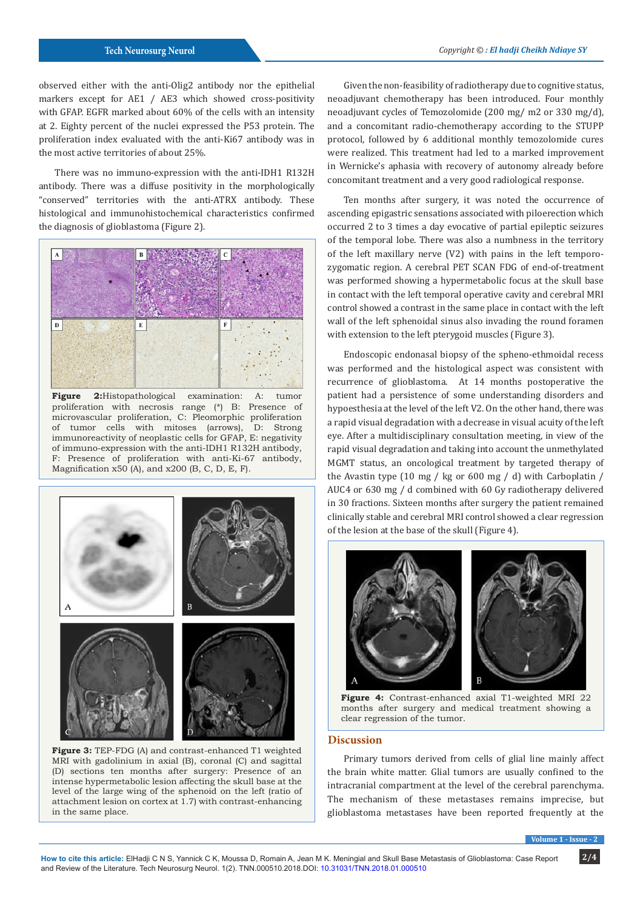observed either with the anti-Olig2 antibody nor the epithelial markers except for AE1 / AE3 which showed cross-positivity with GFAP. EGFR marked about 60% of the cells with an intensity at 2. Eighty percent of the nuclei expressed the P53 protein. The proliferation index evaluated with the anti-Ki67 antibody was in the most active territories of about 25%.

There was no immuno-expression with the anti-IDH1 R132H antibody. There was a diffuse positivity in the morphologically "conserved" territories with the anti-ATRX antibody. These histological and immunohistochemical characteristics confirmed the diagnosis of glioblastoma (Figure 2).

**Figure 2:** Histopathological examination: A: tumor proliferation with necrosis range (*) B: Presence of microvascular proliferation, C: Pleomorphic proliferation of tumor cells with mitoses (arrows), D: Strong immunoreactivity of neoplastic cells for GFAP, E: negativity of immuno-expression with the anti-IDH1 R132H antibody, F: Presence of proliferation with anti-Ki-67 antibody, Magnification x50 (A), and x200 (B, C, D, E, F).

**Figure 3:** TEP-FDG (A) and contrast-enhanced T1 weighted MRI with gadolinium in axial (B), coronal (C) and sagittal (D) sections ten months after surgery: Presence of an intense hypermetabolic lesion affecting the skull base at the level of the large wing of the sphenoid on the left (ratio of attachment lesion on cortex at 1.7) with contrast-enhancing in the same place.

Given the non-feasibility of radiotherapy due to cognitive status, neoadjuvant chemotherapy has been introduced. Four monthly neoadjuvant cycles of Temozolomide (200 mg/ m2 or 330 mg/d), and a concomitant radio-chemotherapy according to the STUPP protocol, followed by 6 additional monthly temozolomide cures were realized. This treatment had led to a marked improvement in Wernicke's aphasia with recovery of autonomy already before concomitant treatment and a very good radiological response.

Ten months after surgery, it was noted the occurrence of ascending epigastric sensations associated with piloerection which occurred 2 to 3 times a day evocative of partial epileptic seizures of the temporal lobe. There was also a numbness in the territory of the left maxillary nerve (V2) with pains in the left temporo-zygomatic region. A cerebral PET SCAN FDG of end-of-treatment was performed showing a hypermetabolic focus at the skull base in contact with the left temporal operative cavity and cerebral MRI control showed a contrast in the same place in contact with the left wall of the left sphenoidal sinus also invading the round foramen with extension to the left pterygoid muscles (Figure 3).

Endoscopic endonasal biopsy of the spheno-ethmoidal recess was performed and the histological aspect was consistent with recurrence of glioblastoma. At 14 months postoperative the patient had a persistence of some understanding disorders and hypoesthesia at the level of the left V2. On the other hand, there was a rapid visual degradation with a decrease in visual acuity of the left eye. After a multidisciplinary consultation meeting, in view of the rapid visual degradation and taking into account the unmethylated MGMT status, an oncological treatment by targeted therapy of the Avastin type (10 mg / kg or 600 mg / d) with Carboplatin / AUC4 or 630 mg / d combined with 60 Gy radiotherapy delivered in 30 fractions. Sixteen months after surgery the patient remained clinically stable and cerebral MRI control showed a clear regression of the lesion at the base of the skull (Figure 4).

**Figure 4:** Contrast-enhanced axial T1-weighted MRI 22 months after surgery and medical treatment showing a clear regression of the tumor.

## Discussion

Primary tumors derived from cells of glial line mainly affect the brain white matter. Glial tumors are usually confined to the intracranial compartment at the level of the cerebral parenchyma. The mechanism of these metastases remains imprecise, but glioblastoma metastases have been reported frequently at the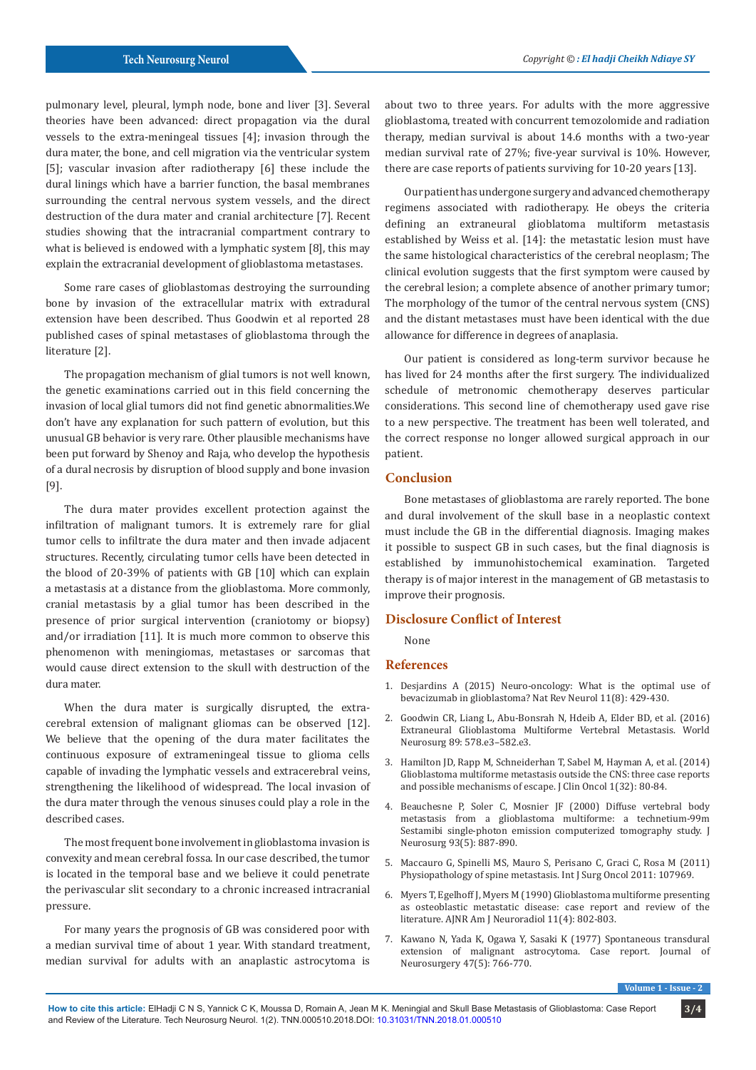pulmonary level, pleural, lymph node, bone and liver [3]. Several theories have been advanced: direct propagation via the dural vessels to the extra-meningeal tissues [4]; invasion through the dura mater, the bone, and cell migration via the ventricular system [5]; vascular invasion after radiotherapy [6] these include the dural linings which have a barrier function, the basal membranes surrounding the central nervous system vessels, and the direct destruction of the dura mater and cranial architecture [7]. Recent studies showing that the intracranial compartment contrary to what is believed is endowed with a lymphatic system [8], this may explain the extracranial development of glioblastoma metastases.

Some rare cases of glioblastomas destroying the surrounding bone by invasion of the extracellular matrix with extradural extension have been described. Thus Goodwin et al reported 28 published cases of spinal metastases of glioblastoma through the literature [2].

The propagation mechanism of glial tumors is not well known, the genetic examinations carried out in this field concerning the invasion of local glial tumors did not find genetic abnormalities.We don't have any explanation for such pattern of evolution, but this unusual GB behavior is very rare. Other plausible mechanisms have been put forward by Shenoy and Raja, who develop the hypothesis of a dural necrosis by disruption of blood supply and bone invasion [9].

The dura mater provides excellent protection against the infiltration of malignant tumors. It is extremely rare for glial tumor cells to infiltrate the dura mater and then invade adjacent structures. Recently, circulating tumor cells have been detected in the blood of 20-39% of patients with GB [10] which can explain a metastasis at a distance from the glioblastoma. More commonly, cranial metastasis by a glial tumor has been described in the presence of prior surgical intervention (craniotomy or biopsy) and/or irradiation [11]. It is much more common to observe this phenomenon with meningiomas, metastases or sarcomas that would cause direct extension to the skull with destruction of the dura mater.

When the dura mater is surgically disrupted, the extra-cerebral extension of malignant gliomas can be observed [12]. We believe that the opening of the dura mater facilitates the continuous exposure of extrameningeal tissue to glioma cells capable of invading the lymphatic vessels and extracerebral veins, strengthening the likelihood of widespread. The local invasion of the dura mater through the venous sinuses could play a role in the described cases.

The most frequent bone involvement in glioblastoma invasion is convexity and mean cerebral fossa. In our case described, the tumor is located in the temporal base and we believe it could penetrate the perivascular slit secondary to a chronic increased intracranial pressure.

For many years the prognosis of GB was considered poor with a median survival time of about 1 year. With standard treatment, median survival for adults with an anaplastic astrocytoma is about two to three years. For adults with the more aggressive glioblastoma, treated with concurrent temozolomide and radiation therapy, median survival is about 14.6 months with a two-year median survival rate of 27%; five-year survival is 10%. However, there are case reports of patients surviving for 10-20 years [13].

Our patient has undergone surgery and advanced chemotherapy regimens associated with radiotherapy. He obeys the criteria defining an extraneural glioblatoma multiform metastasis established by Weiss et al. [14]: the metastatic lesion must have the same histological characteristics of the cerebral neoplasm; The clinical evolution suggests that the first symptom were caused by the cerebral lesion; a complete absence of another primary tumor; The morphology of the tumor of the central nervous system (CNS) and the distant metastases must have been identical with the due allowance for difference in degrees of anaplasia.

Our patient is considered as long-term survivor because he has lived for 24 months after the first surgery. The individualized schedule of metronomic chemotherapy deserves particular considerations. This second line of chemotherapy used gave rise to a new perspective. The treatment has been well tolerated, and the correct response no longer allowed surgical approach in our patient.

## Conclusion

Bone metastases of glioblastoma are rarely reported. The bone and dural involvement of the skull base in a neoplastic context must include the GB in the differential diagnosis. Imaging makes it possible to suspect GB in such cases, but the final diagnosis is established by immunohistochemical examination. Targeted therapy is of major interest in the management of GB metastasis to improve their prognosis.

## Disclosure Conflict of Interest

None

## References

1. Desjardins A (2015) Neuro-oncology: What is the optimal use of bevacizumab in glioblastoma? Nat Rev Neurol 11(8): 429-430.
2. Goodwin CR, Liang L, Abu-Bonsrah N, Hdeib A, Elder BD, et al. (2016) Extraneural Glioblastoma Multiforme Vertebral Metastasis. World Neurosurg 89: 578.e3–582.e3.
3. Hamilton JD, Rapp M, Schneiderhan T, Sabel M, Hayman A, et al. (2014) Glioblastoma multiforme metastasis outside the CNS: three case reports and possible mechanisms of escape. J Clin Oncol 1(32): 80-84.
4. Beauchesne P, Soler C, Mosnier JF (2000) Diffuse vertebral body metastasis from a glioblastoma multiforme: a technetium-99m Sestamibi single-photon emission computerized tomography study. J Neurosurg 93(5): 887-890.
5. Maccauro G, Spinelli MS, Mauro S, Perisano C, Graci C, Rosa M (2011) Physiopathology of spine metastasis. Int J Surg Oncol 2011: 107969.
6. Myers T, Egelhoff J, Myers M (1990) Glioblastoma multiforme presenting as osteoblastic metastatic disease: case report and review of the literature. AJNR Am J Neuroradiol 11(4): 802-803.
7. Kawano N, Yada K, Ogawa Y, Sasaki K (1977) Spontaneous transdural extension of malignant astrocytoma. Case report. Journal of Neurosurgery 47(5): 766-770.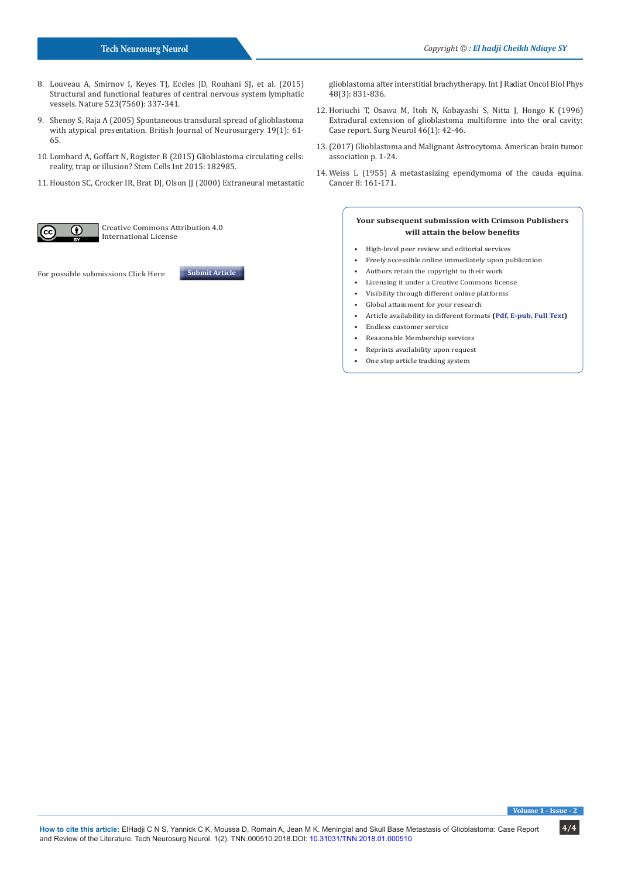8. Louveau A, Smirnov I, Keyes TJ, Eccles JD, Rouhani SJ, et al. (2015) Structural and functional features of central nervous system lymphatic vessels. Nature 523(7560): 337-341.

9. Shenoy S, Raja A (2005) Spontaneous transdural spread of glioblastoma with atypical presentation. British Journal of Neurosurgery 19(1): 61-65.

10. Lombard A, Goffart N, Rogister B (2015) Glioblastoma circulating cells: reality, trap or illusion? Stem Cells Int 2015: 182985.

11. Houston SC, Crocker IR, Brat DJ, Olson JJ (2000) Extraneural metastatic glioblastoma after interstitial brachytherapy. Int J Radiat Oncol Biol Phys 48(3): 831-836.

12. Horiuchi T, Osawa M, Itoh N, Kobayashi S, Nitta J, Hongo K (1996) Extradural extension of glioblastoma multiforme into the oral cavity: Case report. Surg Neurol 46(1): 42-46.

13. (2017) Glioblastoma and Malignant Astrocytoma. American brain tumor association p. 1-24.

14. Weiss L (1955) A metastasizing ependymoma of the cauda equina. Cancer 8: 161-171.

Creative Commons Attribution 4.0 International License

For possible submissions Click Here **Submit Article**

**Your subsequent submission with Crimson Publishers will attain the below benefits**

- High-level peer review and editorial services
- Freely accessible online immediately upon publication
- Authors retain the copyright to their work
- Licensing it under a Creative Commons license
- Visibility through different online platforms
- Global attainment for your research
- Article availability in different formats **(Pdf, E-pub, Full Text)**
- Endless customer service
- Reasonable Membership services
- Reprints availability upon request
- One step article tracking system

**How to cite this article:** ElHadji C N S, Yannick C K, Moussa D, Romain A, Jean M K. Meningial and Skull Base Metastasis of Glioblastoma: Case Report and Review of the Literature. Tech Neurosurg Neurol. 1(2). TNN.000510.2018.DOI: 10.31031/TNN.2018.01.000510